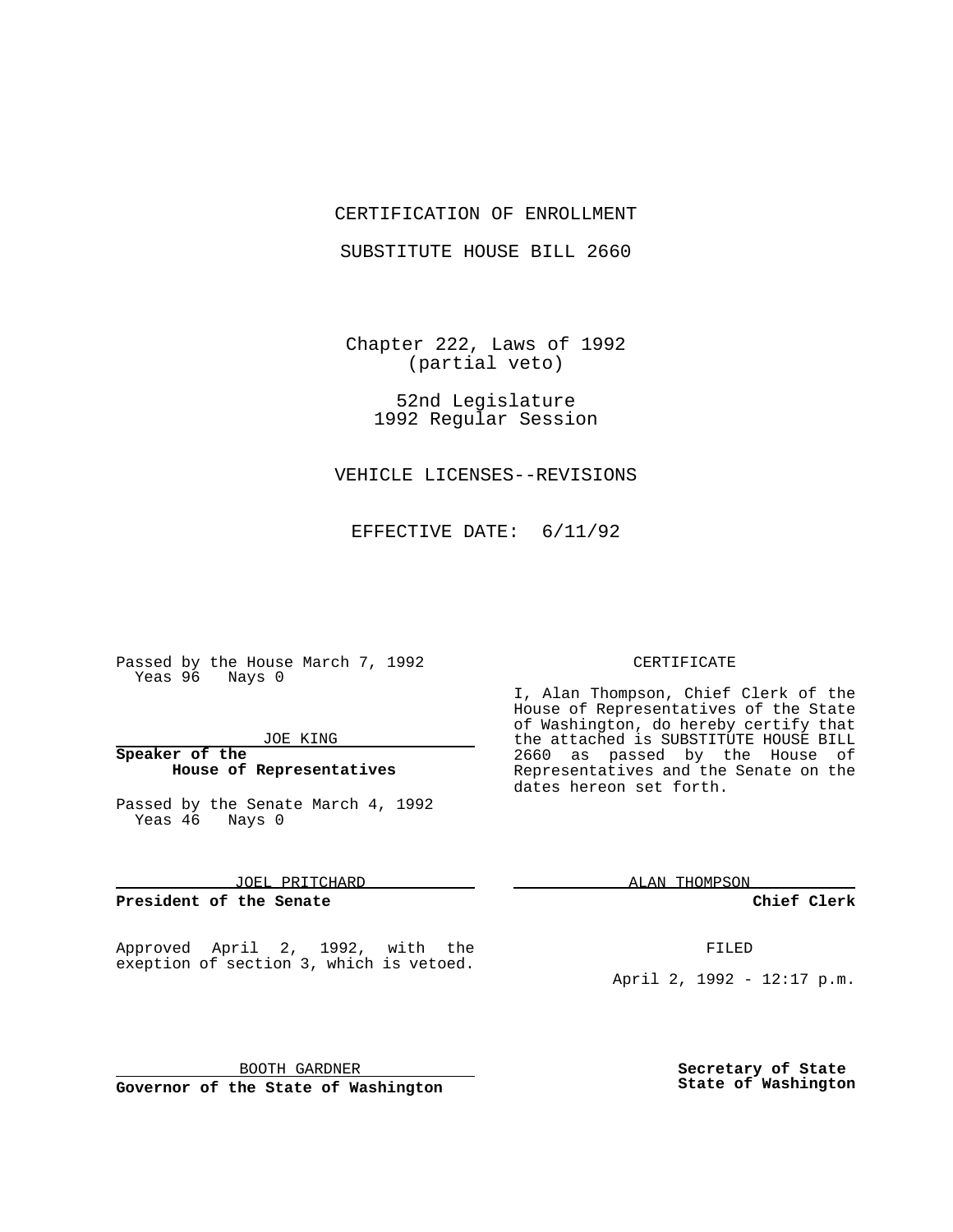CERTIFICATION OF ENROLLMENT

SUBSTITUTE HOUSE BILL 2660

Chapter 222, Laws of 1992
(partial veto)

52nd Legislature
1992 Regular Session

VEHICLE LICENSES--REVISIONS

EFFECTIVE DATE: 6/11/92

Passed by the House March 7, 1992
Yeas 96 Nays 0

JOE KING

**Speaker of the House of Representatives**

Passed by the Senate March 4, 1992
Yeas 46 Nays 0

JOEL PRITCHARD

**President of the Senate**

Approved April 2, 1992, with the exeption of section 3, which is vetoed.

BOOTH GARDNER

**Governor of the State of Washington**

CERTIFICATE

I, Alan Thompson, Chief Clerk of the House of Representatives of the State of Washington, do hereby certify that the attached is SUBSTITUTE HOUSE BILL 2660 as passed by the House of Representatives and the Senate on the dates hereon set forth.

ALAN THOMPSON

**Chief Clerk**

FILED

April 2, 1992 - 12:17 p.m.

**Secretary of State**
**State of Washington**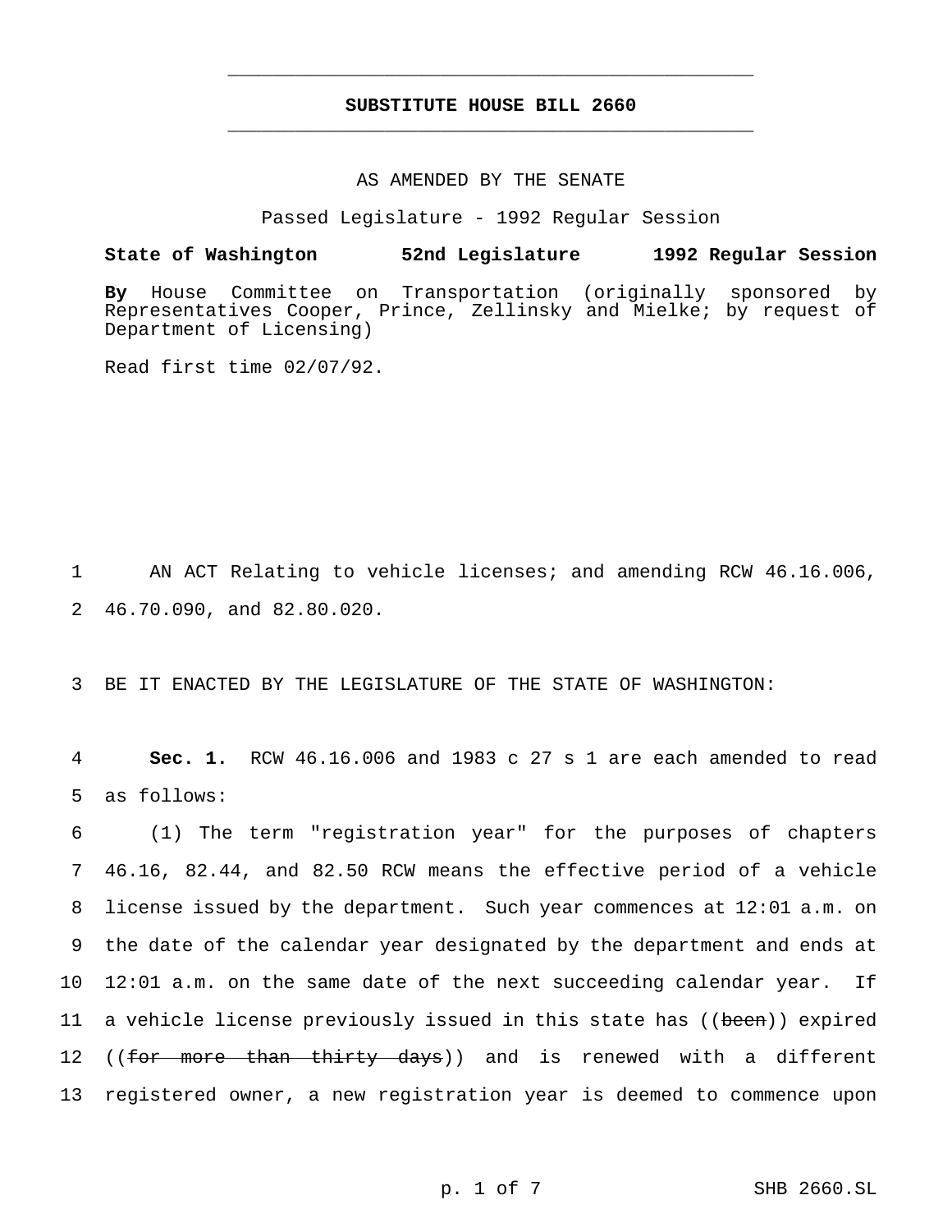**SUBSTITUTE HOUSE BILL 2660**

AS AMENDED BY THE SENATE

Passed Legislature - 1992 Regular Session

**State of Washington 52nd Legislature 1992 Regular Session**

**By** House Committee on Transportation (originally sponsored by Representatives Cooper, Prince, Zellinsky and Mielke; by request of Department of Licensing)

Read first time 02/07/92.

AN ACT Relating to vehicle licenses; and amending RCW 46.16.006, 46.70.090, and 82.80.020.

BE IT ENACTED BY THE LEGISLATURE OF THE STATE OF WASHINGTON:

**Sec. 1.** RCW 46.16.006 and 1983 c 27 s 1 are each amended to read as follows:

(1) The term "registration year" for the purposes of chapters 46.16, 82.44, and 82.50 RCW means the effective period of a vehicle license issued by the department. Such year commences at 12:01 a.m. on the date of the calendar year designated by the department and ends at 12:01 a.m. on the same date of the next succeeding calendar year. If a vehicle license previously issued in this state has ((~~been~~)) expired ((~~for more than thirty days~~)) and is renewed with a different registered owner, a new registration year is deemed to commence upon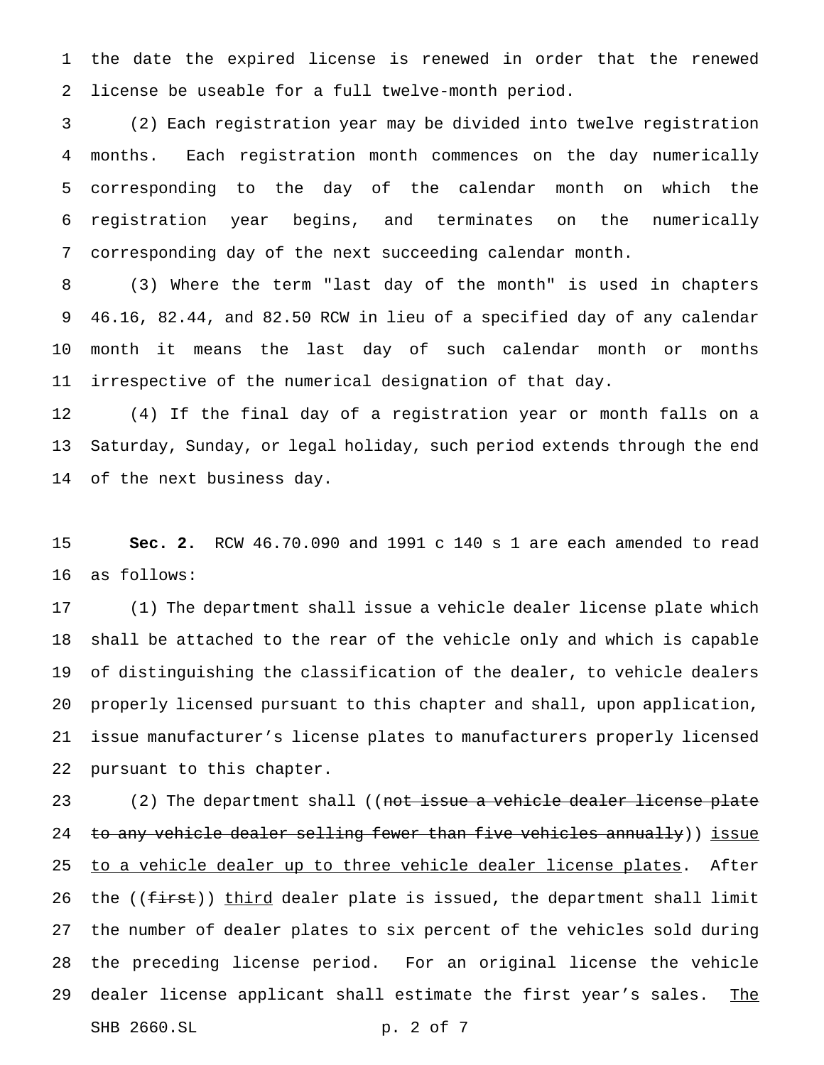the date the expired license is renewed in order that the renewed license be useable for a full twelve-month period.

(2) Each registration year may be divided into twelve registration months. Each registration month commences on the day numerically corresponding to the day of the calendar month on which the registration year begins, and terminates on the numerically corresponding day of the next succeeding calendar month.

(3) Where the term "last day of the month" is used in chapters 46.16, 82.44, and 82.50 RCW in lieu of a specified day of any calendar month it means the last day of such calendar month or months irrespective of the numerical designation of that day.

(4) If the final day of a registration year or month falls on a Saturday, Sunday, or legal holiday, such period extends through the end of the next business day.

**Sec. 2.** RCW 46.70.090 and 1991 c 140 s 1 are each amended to read as follows:

(1) The department shall issue a vehicle dealer license plate which shall be attached to the rear of the vehicle only and which is capable of distinguishing the classification of the dealer, to vehicle dealers properly licensed pursuant to this chapter and shall, upon application, issue manufacturer's license plates to manufacturers properly licensed pursuant to this chapter.

(2) The department shall ((~~not issue a vehicle dealer license plate to any vehicle dealer selling fewer than five vehicles annually~~)) <u>issue to a vehicle dealer up to three vehicle dealer license plates</u>. After the ((~~first~~)) <u>third</u> dealer plate is issued, the department shall limit the number of dealer plates to six percent of the vehicles sold during the preceding license period. For an original license the vehicle dealer license applicant shall estimate the first year's sales. <u>The</u>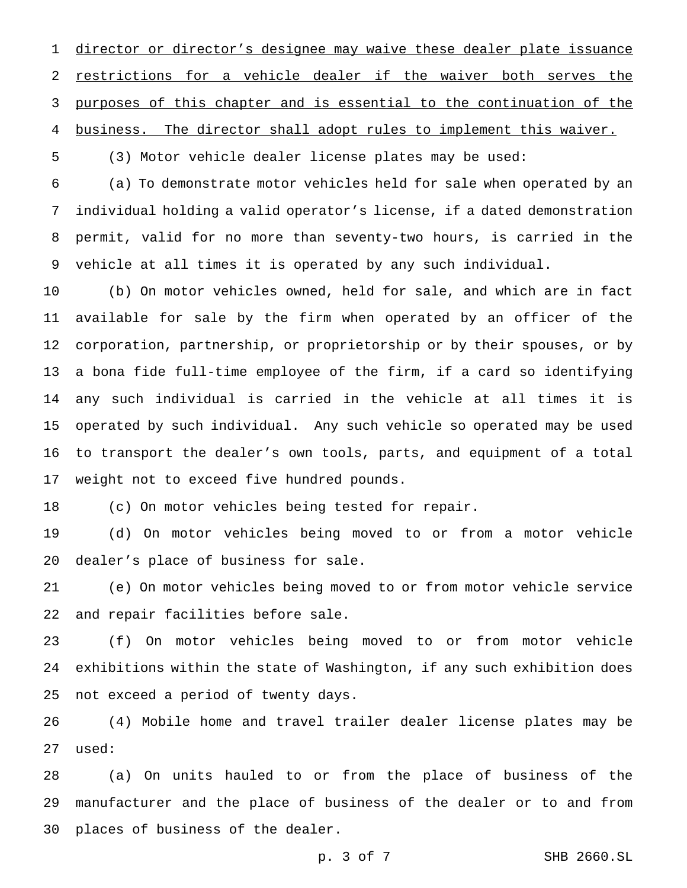director or director's designee may waive these dealer plate issuance restrictions for a vehicle dealer if the waiver both serves the purposes of this chapter and is essential to the continuation of the business. The director shall adopt rules to implement this waiver.

(3) Motor vehicle dealer license plates may be used:

(a) To demonstrate motor vehicles held for sale when operated by an individual holding a valid operator's license, if a dated demonstration permit, valid for no more than seventy-two hours, is carried in the vehicle at all times it is operated by any such individual.

(b) On motor vehicles owned, held for sale, and which are in fact available for sale by the firm when operated by an officer of the corporation, partnership, or proprietorship or by their spouses, or by a bona fide full-time employee of the firm, if a card so identifying any such individual is carried in the vehicle at all times it is operated by such individual. Any such vehicle so operated may be used to transport the dealer's own tools, parts, and equipment of a total weight not to exceed five hundred pounds.

(c) On motor vehicles being tested for repair.

(d) On motor vehicles being moved to or from a motor vehicle dealer's place of business for sale.

(e) On motor vehicles being moved to or from motor vehicle service and repair facilities before sale.

(f) On motor vehicles being moved to or from motor vehicle exhibitions within the state of Washington, if any such exhibition does not exceed a period of twenty days.

(4) Mobile home and travel trailer dealer license plates may be used:

(a) On units hauled to or from the place of business of the manufacturer and the place of business of the dealer or to and from places of business of the dealer.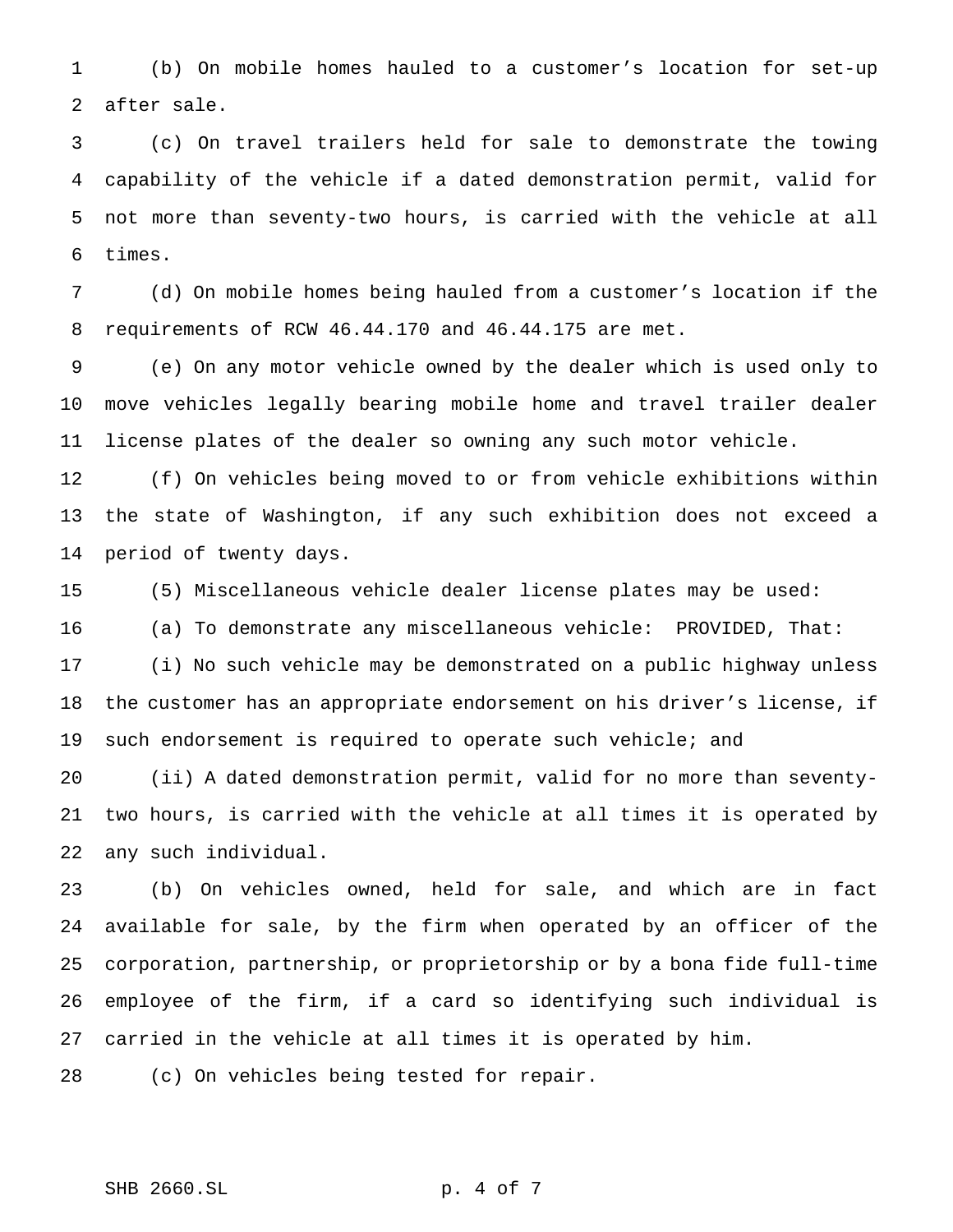(b) On mobile homes hauled to a customer's location for set-up after sale.

(c) On travel trailers held for sale to demonstrate the towing capability of the vehicle if a dated demonstration permit, valid for not more than seventy-two hours, is carried with the vehicle at all times.

(d) On mobile homes being hauled from a customer's location if the requirements of RCW 46.44.170 and 46.44.175 are met.

(e) On any motor vehicle owned by the dealer which is used only to move vehicles legally bearing mobile home and travel trailer dealer license plates of the dealer so owning any such motor vehicle.

(f) On vehicles being moved to or from vehicle exhibitions within the state of Washington, if any such exhibition does not exceed a period of twenty days.

(5) Miscellaneous vehicle dealer license plates may be used:

(a) To demonstrate any miscellaneous vehicle: PROVIDED, That:

(i) No such vehicle may be demonstrated on a public highway unless the customer has an appropriate endorsement on his driver's license, if such endorsement is required to operate such vehicle; and

(ii) A dated demonstration permit, valid for no more than seventy-two hours, is carried with the vehicle at all times it is operated by any such individual.

(b) On vehicles owned, held for sale, and which are in fact available for sale, by the firm when operated by an officer of the corporation, partnership, or proprietorship or by a bona fide full-time employee of the firm, if a card so identifying such individual is carried in the vehicle at all times it is operated by him.

(c) On vehicles being tested for repair.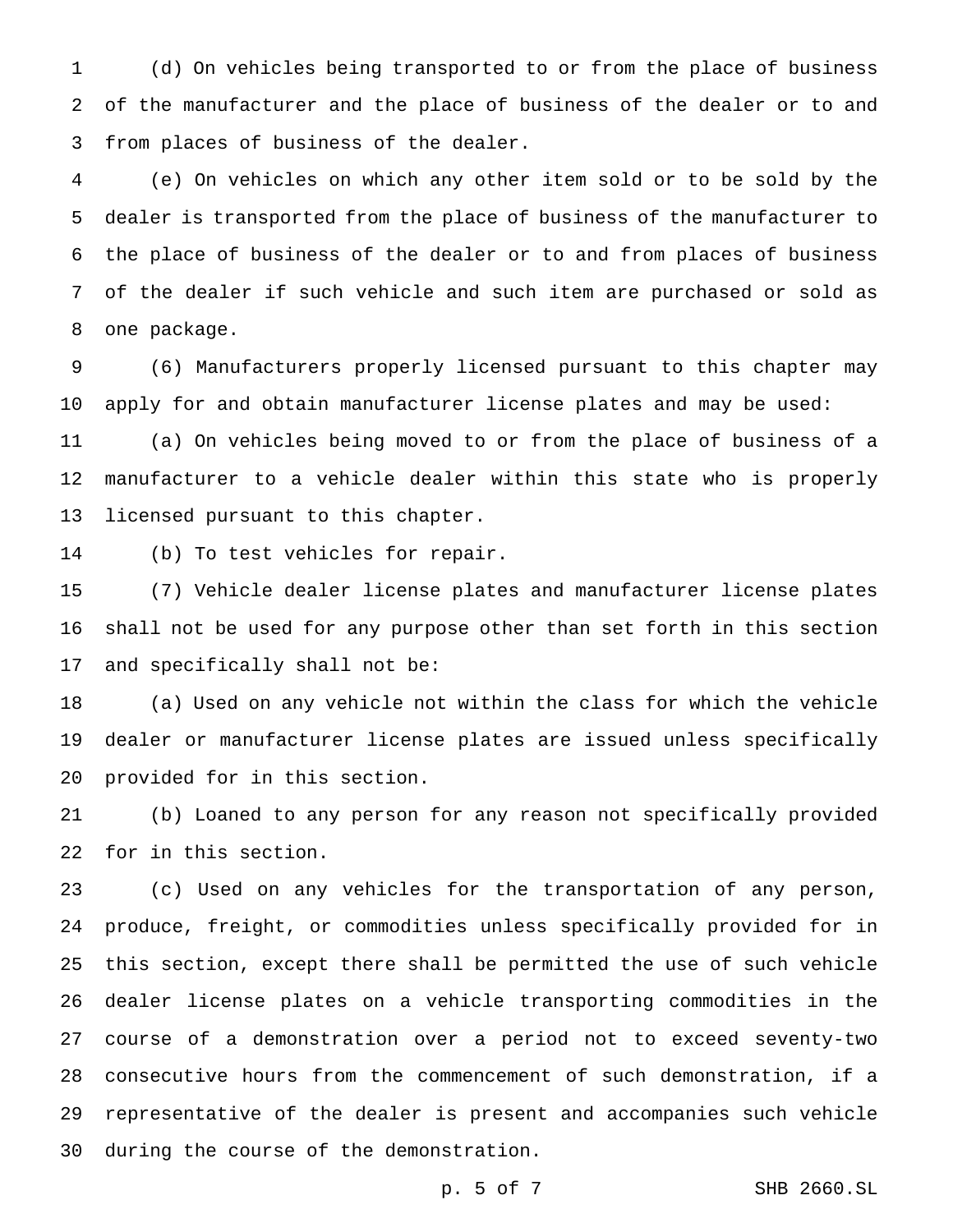(d) On vehicles being transported to or from the place of business of the manufacturer and the place of business of the dealer or to and from places of business of the dealer.

(e) On vehicles on which any other item sold or to be sold by the dealer is transported from the place of business of the manufacturer to the place of business of the dealer or to and from places of business of the dealer if such vehicle and such item are purchased or sold as one package.

(6) Manufacturers properly licensed pursuant to this chapter may apply for and obtain manufacturer license plates and may be used:

(a) On vehicles being moved to or from the place of business of a manufacturer to a vehicle dealer within this state who is properly licensed pursuant to this chapter.

(b) To test vehicles for repair.

(7) Vehicle dealer license plates and manufacturer license plates shall not be used for any purpose other than set forth in this section and specifically shall not be:

(a) Used on any vehicle not within the class for which the vehicle dealer or manufacturer license plates are issued unless specifically provided for in this section.

(b) Loaned to any person for any reason not specifically provided for in this section.

(c) Used on any vehicles for the transportation of any person, produce, freight, or commodities unless specifically provided for in this section, except there shall be permitted the use of such vehicle dealer license plates on a vehicle transporting commodities in the course of a demonstration over a period not to exceed seventy-two consecutive hours from the commencement of such demonstration, if a representative of the dealer is present and accompanies such vehicle during the course of the demonstration.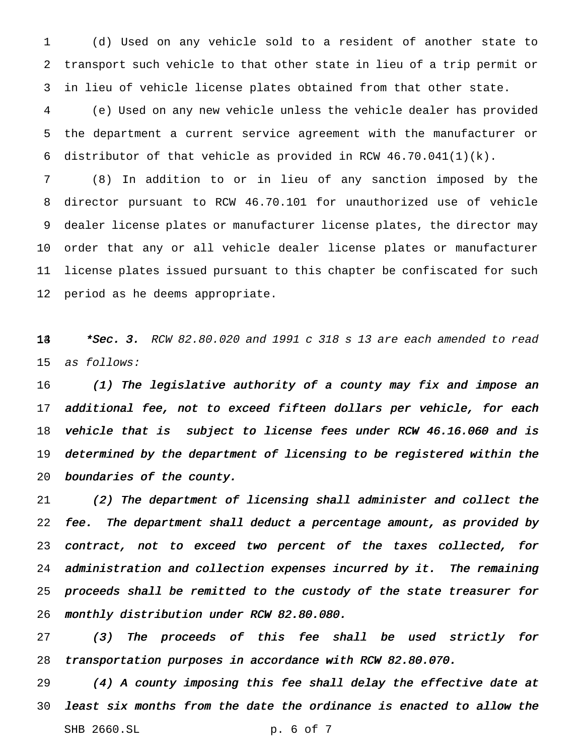(d) Used on any vehicle sold to a resident of another state to transport such vehicle to that other state in lieu of a trip permit or in lieu of vehicle license plates obtained from that other state.

(e) Used on any new vehicle unless the vehicle dealer has provided the department a current service agreement with the manufacturer or distributor of that vehicle as provided in RCW 46.70.041(1)(k).

(8) In addition to or in lieu of any sanction imposed by the director pursuant to RCW 46.70.101 for unauthorized use of vehicle dealer license plates or manufacturer license plates, the director may order that any or all vehicle dealer license plates or manufacturer license plates issued pursuant to this chapter be confiscated for such period as he deems appropriate.

***Sec. 3.** *RCW 82.80.020 and 1991 c 318 s 13 are each amended to read as follows:*

***(1) The legislative authority of a county may fix and impose an additional fee, not to exceed fifteen dollars per vehicle, for each vehicle that is subject to license fees under RCW 46.16.060 and is determined by the department of licensing to be registered within the boundaries of the county.***

***(2) The department of licensing shall administer and collect the fee. The department shall deduct a percentage amount, as provided by contract, not to exceed two percent of the taxes collected, for administration and collection expenses incurred by it. The remaining proceeds shall be remitted to the custody of the state treasurer for monthly distribution under RCW 82.80.080.***

***(3) The proceeds of this fee shall be used strictly for transportation purposes in accordance with RCW 82.80.070.***

***(4) A county imposing this fee shall delay the effective date at least six months from the date the ordinance is enacted to allow the***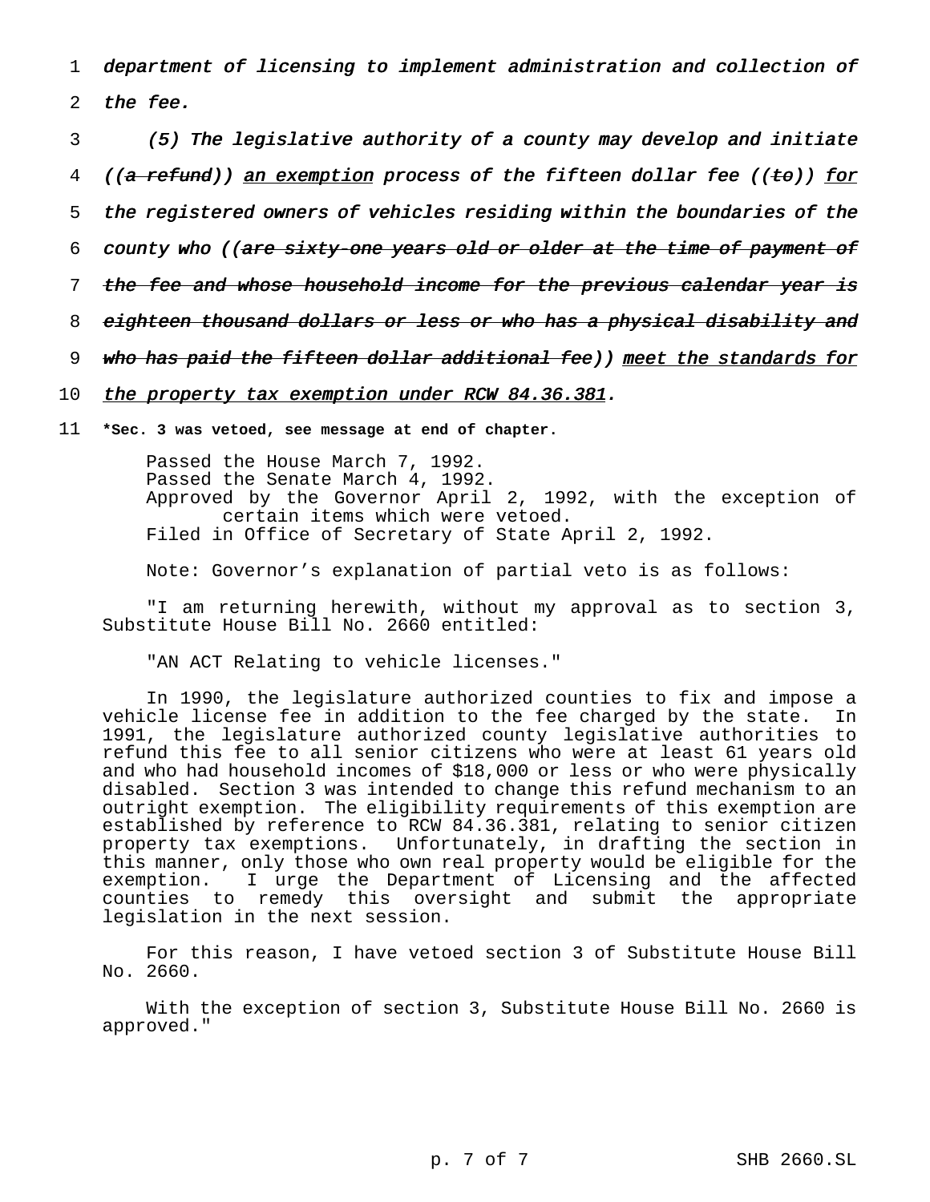*department of licensing to implement administration and collection of the fee.*

*(5) The legislative authority of a county may develop and initiate ((~~a refund~~)) an exemption process of the fifteen dollar fee ((~~to~~)) for the registered owners of vehicles residing within the boundaries of the county who ((~~are sixty-one years old or older at the time of payment of the fee and whose household income for the previous calendar year is eighteen thousand dollars or less or who has a physical disability and who has paid the fifteen dollar additional fee~~)) meet the standards for the property tax exemption under RCW 84.36.381.*

**\*Sec. 3 was vetoed, see message at end of chapter.**

Passed the House March 7, 1992.
Passed the Senate March 4, 1992.
Approved by the Governor April 2, 1992, with the exception of certain items which were vetoed.
Filed in Office of Secretary of State April 2, 1992.

Note: Governor's explanation of partial veto is as follows:

"I am returning herewith, without my approval as to section 3, Substitute House Bill No. 2660 entitled:

"AN ACT Relating to vehicle licenses."

In 1990, the legislature authorized counties to fix and impose a vehicle license fee in addition to the fee charged by the state. In 1991, the legislature authorized county legislative authorities to refund this fee to all senior citizens who were at least 61 years old and who had household incomes of $18,000 or less or who were physically disabled. Section 3 was intended to change this refund mechanism to an outright exemption. The eligibility requirements of this exemption are established by reference to RCW 84.36.381, relating to senior citizen property tax exemptions. Unfortunately, in drafting the section in this manner, only those who own real property would be eligible for the exemption. I urge the Department of Licensing and the affected counties to remedy this oversight and submit the appropriate legislation in the next session.

For this reason, I have vetoed section 3 of Substitute House Bill No. 2660.

With the exception of section 3, Substitute House Bill No. 2660 is approved."